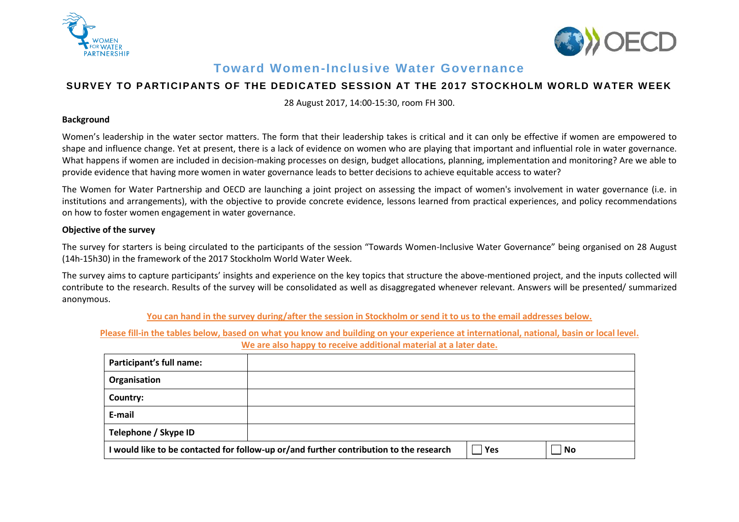# Toward Women-Inclusive Water Governance

## SURVEY TO PARTICIPANTS OF THE DEDICATED SESSION AT THE 2017 STOCKHOLM WORLD WATER WEEK

28 August 2017, 14:00-15:30, room FH 300.

**Background**

Women's leadership in the water sector matters. The form that their leadership takes is critical and it can only be effective if women are empowered to shape and influence change. Yet at present, there is a lack of evidence on women who are playing that important and influential role in water governance. What happens if women are included in decision-making processes on design, budget allocations, planning, implementation and monitoring? Are we able to provide evidence that having more women in water governance leads to better decisions to achieve equitable access to water?

The Women for Water Partnership and OECD are launching a joint project on assessing the impact of women's involvement in water governance (i.e. in institutions and arrangements), with the objective to provide concrete evidence, lessons learned from practical experiences, and policy recommendations on how to foster women engagement in water governance.

**Objective of the survey**

The survey for starters is being circulated to the participants of the session "Towards Women-Inclusive Water Governance" being organised on 28 August (14h-15h30) in the framework of the 2017 Stockholm World Water Week.

The survey aims to capture participants' insights and experience on the key topics that structure the above-mentioned project, and the inputs collected will contribute to the research. Results of the survey will be consolidated as well as disaggregated whenever relevant. Answers will be presented/ summarized anonymous.

**You can hand in the survey during/after the session in Stockholm or send it to us to the email addresses below.**

**Please fill-in the tables below, based on what you know and building on your experience at international, national, basin or local level. We are also happy to receive additional material at a later date.**

| **Participant's full name:** | | |
|---|---|---|
| **Organisation** | | |
| **Country:** | | |
| **E-mail** | | |
| **Telephone / Skype ID** | | |
| **I would like to be contacted for follow-up or/and further contribution to the research** | ☐ **Yes** | ☐ **No** |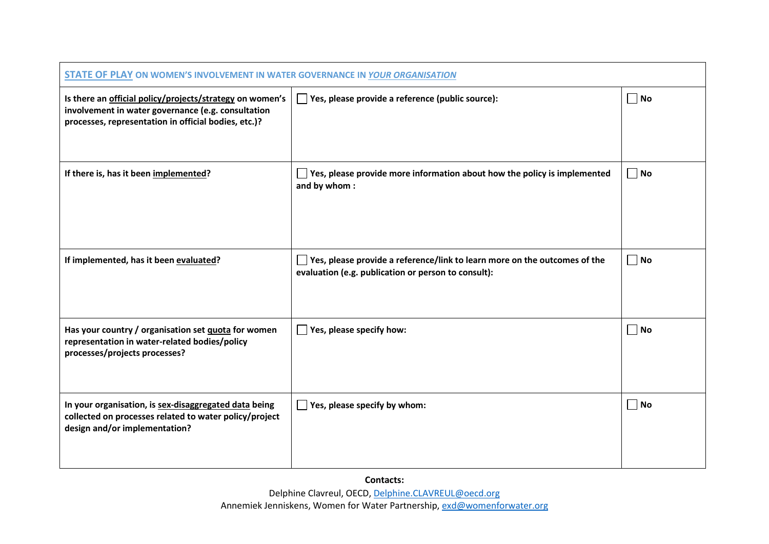| STATE OF PLAY ON WOMEN'S INVOLVEMENT IN WATER GOVERNANCE IN *YOUR ORGANISATION* | | |
|---|---|---|
| **Is there an official policy/projects/strategy on women's involvement in water governance (e.g. consultation processes, representation in official bodies, etc.)?** | ☐ **Yes, please provide a reference (public source):** | ☐ **No** |
| **If there is, has it been implemented?** | ☐ **Yes, please provide more information about how the policy is implemented and by whom :** | ☐ **No** |
| **If implemented, has it been evaluated?** | ☐ **Yes, please provide a reference/link to learn more on the outcomes of the evaluation (e.g. publication or person to consult):** | ☐ **No** |
| **Has your country / organisation set quota for women representation in water-related bodies/policy processes/projects processes?** | ☐ **Yes, please specify how:** | ☐ **No** |
| **In your organisation, is sex-disaggregated data being collected on processes related to water policy/project design and/or implementation?** | ☐ **Yes, please specify by whom:** | ☐ **No** |

**Contacts:**

Delphine Clavreul, OECD, Delphine.CLAVREUL@oecd.org

Annemiek Jenniskens, Women for Water Partnership, exd@womenforwater.org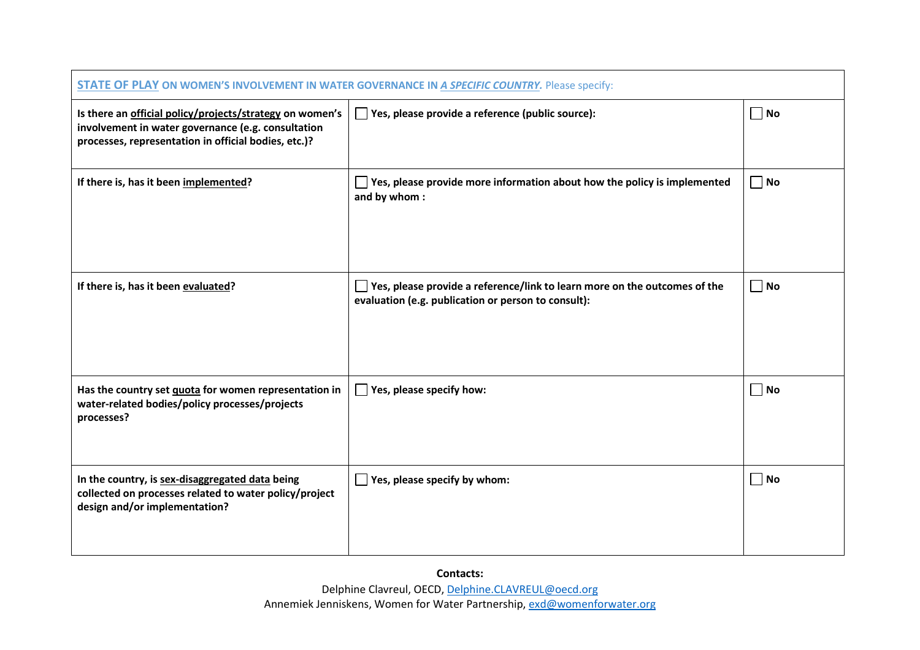| **STATE OF PLAY ON WOMEN'S INVOLVEMENT IN WATER GOVERNANCE IN *A SPECIFIC COUNTRY*.** Please specify: | | |
|---|---|---|
| **Is there an official policy/projects/strategy on women's involvement in water governance (e.g. consultation processes, representation in official bodies, etc.)?** | ☐ **Yes, please provide a reference (public source):** | ☐ **No** |
| **If there is, has it been implemented?** | ☐ **Yes, please provide more information about how the policy is implemented and by whom :** | ☐ **No** |
| **If there is, has it been evaluated?** | ☐ **Yes, please provide a reference/link to learn more on the outcomes of the evaluation (e.g. publication or person to consult):** | ☐ **No** |
| **Has the country set quota for women representation in water-related bodies/policy processes/projects processes?** | ☐ **Yes, please specify how:** | ☐ **No** |
| **In the country, is sex-disaggregated data being collected on processes related to water policy/project design and/or implementation?** | ☐ **Yes, please specify by whom:** | ☐ **No** |

**Contacts:**

Delphine Clavreul, OECD, Delphine.CLAVREUL@oecd.org

Annemiek Jenniskens, Women for Water Partnership, exd@womenforwater.org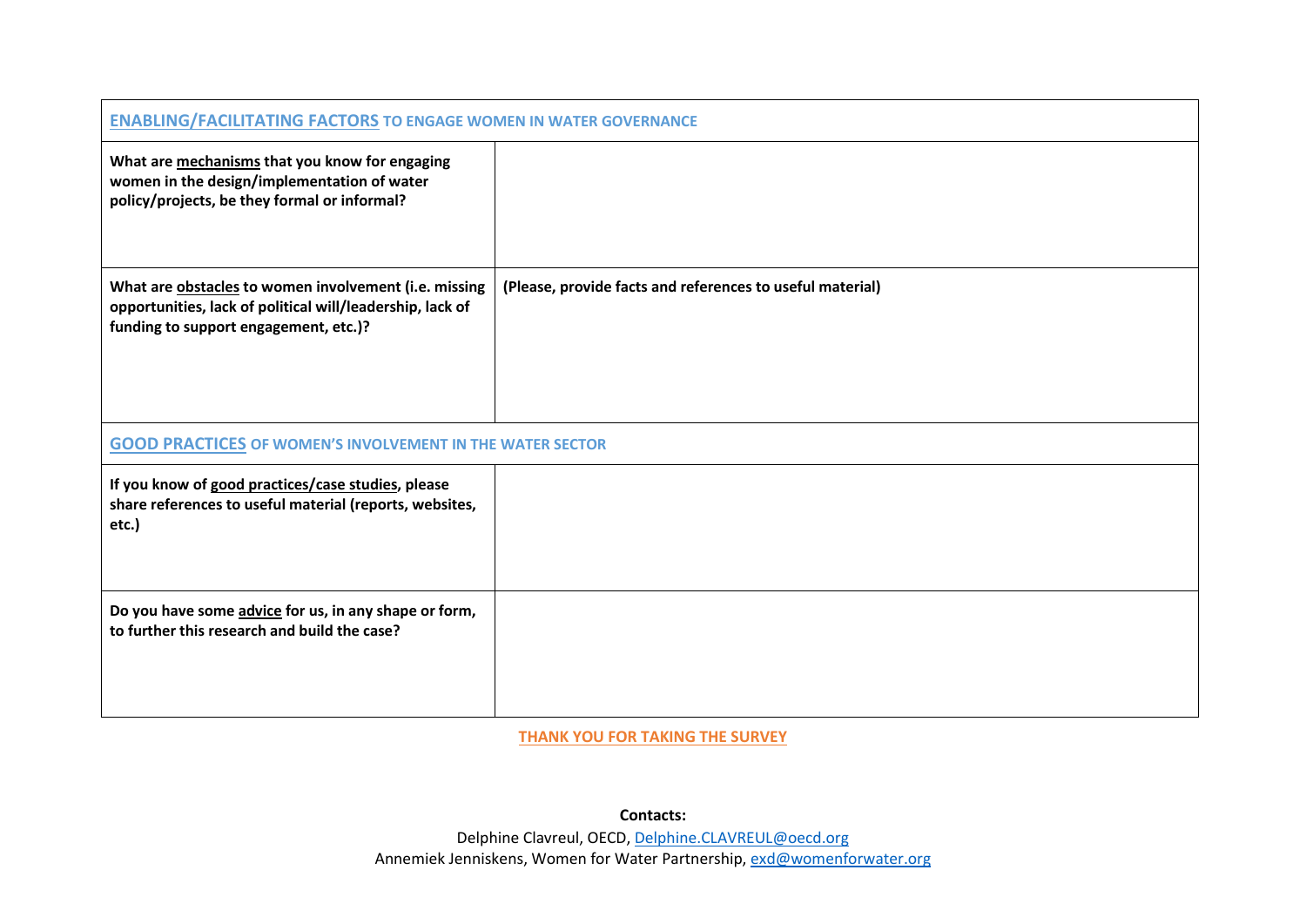| | |
|---|---|
| **ENABLING/FACILITATING FACTORS TO ENGAGE WOMEN IN WATER GOVERNANCE** | |
| **What are mechanisms that you know for engaging women in the design/implementation of water policy/projects, be they formal or informal?** | |
| **What are obstacles to women involvement (i.e. missing opportunities, lack of political will/leadership, lack of funding to support engagement, etc.)?** | **(Please, provide facts and references to useful material)** |
| **GOOD PRACTICES OF WOMEN'S INVOLVEMENT IN THE WATER SECTOR** | |
| **If you know of good practices/case studies, please share references to useful material (reports, websites, etc.)** | |
| **Do you have some advice for us, in any shape or form, to further this research and build the case?** | |

**THANK YOU FOR TAKING THE SURVEY**

**Contacts:**

Delphine Clavreul, OECD, Delphine.CLAVREUL@oecd.org

Annemiek Jenniskens, Women for Water Partnership, exd@womenforwater.org